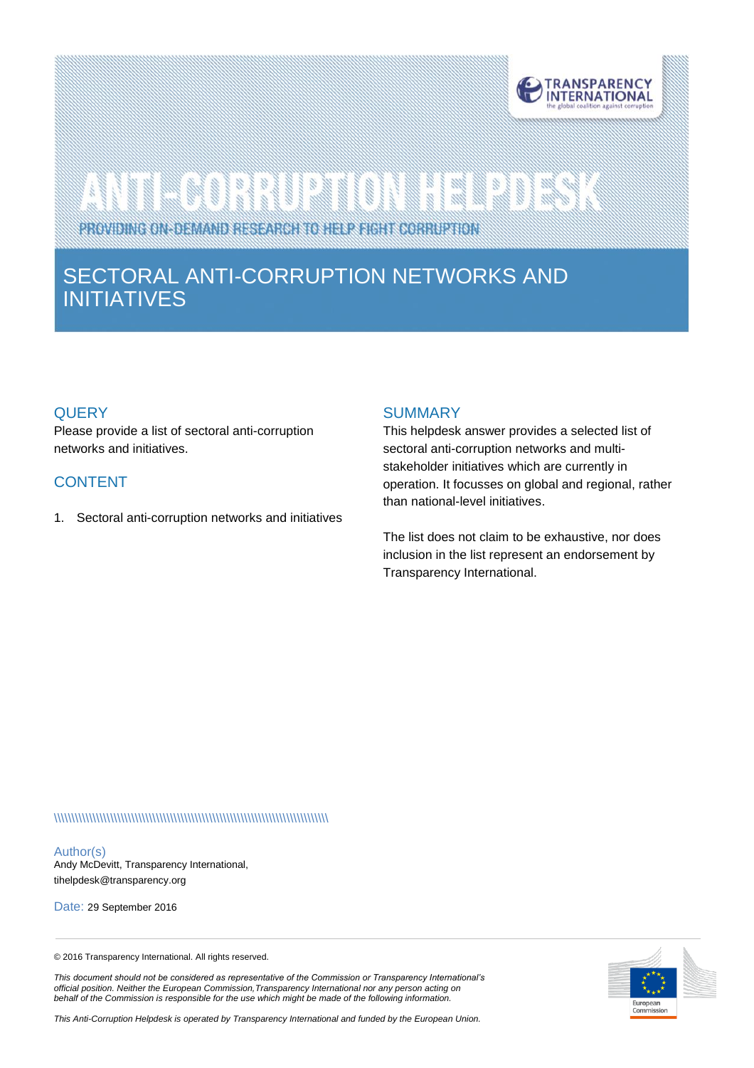# ANTI-CORRUPTION HELPDESK

PROVIDING ON-DEMAND RESEARCH TO HELP FIGHT CORRUPTION

# SECTORAL ANTI-CORRUPTION NETWORKS AND INITIATIVES

## QUERY

Please provide a list of sectoral anti-corruption networks and initiatives.

## CONTENT

1. Sectoral anti-corruption networks and initiatives

## SUMMARY

This helpdesk answer provides a selected list of sectoral anti-corruption networks and multi-stakeholder initiatives which are currently in operation. It focusses on global and regional, rather than national-level initiatives.

The list does not claim to be exhaustive, nor does inclusion in the list represent an endorsement by Transparency International.

Author(s)
Andy McDevitt, Transparency International, tihelpdesk@transparency.org

Date: 29 September 2016

© 2016 Transparency International. All rights reserved.

*This document should not be considered as representative of the Commission or Transparency International's official position. Neither the European Commission, Transparency International nor any person acting on behalf of the Commission is responsible for the use which might be made of the following information.*

*This Anti-Corruption Helpdesk is operated by Transparency International and funded by the European Union.*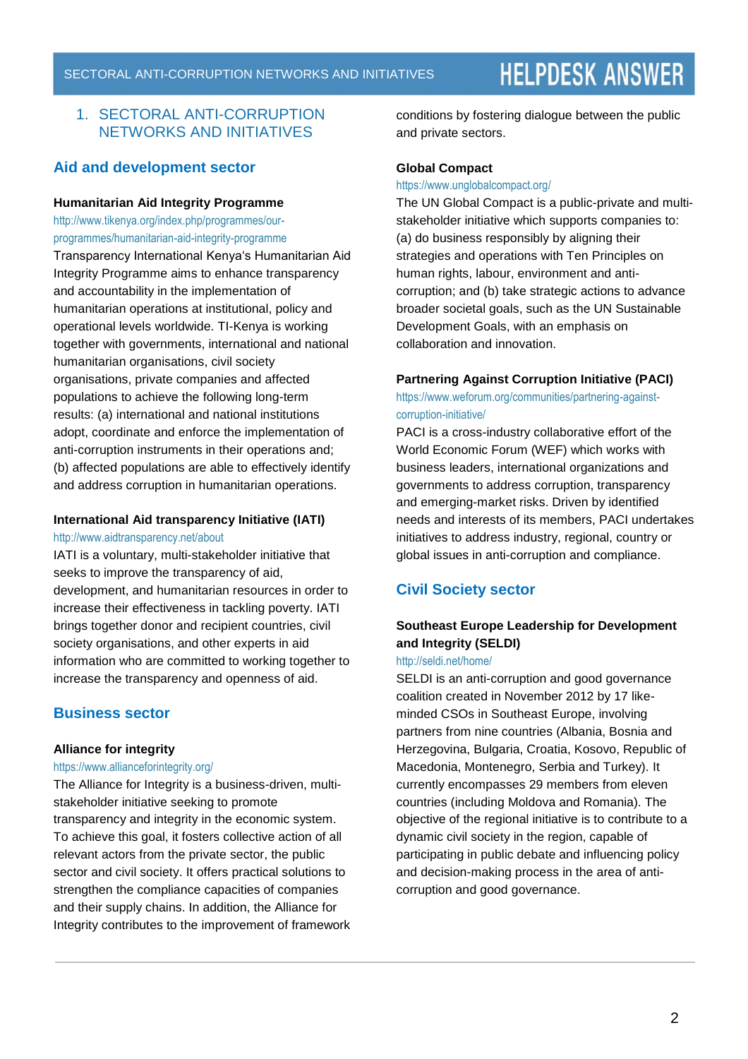# 1. SECTORAL ANTI-CORRUPTION NETWORKS AND INITIATIVES

## Aid and development sector

### Humanitarian Aid Integrity Programme

http://www.tikenya.org/index.php/programmes/our-programmes/humanitarian-aid-integrity-programme

Transparency International Kenya's Humanitarian Aid Integrity Programme aims to enhance transparency and accountability in the implementation of humanitarian operations at institutional, policy and operational levels worldwide. TI-Kenya is working together with governments, international and national humanitarian organisations, civil society organisations, private companies and affected populations to achieve the following long-term results: (a) international and national institutions adopt, coordinate and enforce the implementation of anti-corruption instruments in their operations and; (b) affected populations are able to effectively identify and address corruption in humanitarian operations.

### International Aid transparency Initiative (IATI)

http://www.aidtransparency.net/about

IATI is a voluntary, multi-stakeholder initiative that seeks to improve the transparency of aid, development, and humanitarian resources in order to increase their effectiveness in tackling poverty. IATI brings together donor and recipient countries, civil society organisations, and other experts in aid information who are committed to working together to increase the transparency and openness of aid.

## Business sector

### Alliance for integrity

https://www.allianceforintegrity.org/

The Alliance for Integrity is a business-driven, multi-stakeholder initiative seeking to promote transparency and integrity in the economic system. To achieve this goal, it fosters collective action of all relevant actors from the private sector, the public sector and civil society. It offers practical solutions to strengthen the compliance capacities of companies and their supply chains. In addition, the Alliance for Integrity contributes to the improvement of framework conditions by fostering dialogue between the public and private sectors.

### Global Compact

https://www.unglobalcompact.org/

The UN Global Compact is a public-private and multi-stakeholder initiative which supports companies to: (a) do business responsibly by aligning their strategies and operations with Ten Principles on human rights, labour, environment and anti-corruption; and (b) take strategic actions to advance broader societal goals, such as the UN Sustainable Development Goals, with an emphasis on collaboration and innovation.

### Partnering Against Corruption Initiative (PACI)

https://www.weforum.org/communities/partnering-against-corruption-initiative/

PACI is a cross-industry collaborative effort of the World Economic Forum (WEF) which works with business leaders, international organizations and governments to address corruption, transparency and emerging-market risks. Driven by identified needs and interests of its members, PACI undertakes initiatives to address industry, regional, country or global issues in anti-corruption and compliance.

## Civil Society sector

### Southeast Europe Leadership for Development and Integrity (SELDI)

http://seldi.net/home/

SELDI is an anti-corruption and good governance coalition created in November 2012 by 17 like-minded CSOs in Southeast Europe, involving partners from nine countries (Albania, Bosnia and Herzegovina, Bulgaria, Croatia, Kosovo, Republic of Macedonia, Montenegro, Serbia and Turkey). It currently encompasses 29 members from eleven countries (including Moldova and Romania). The objective of the regional initiative is to contribute to a dynamic civil society in the region, capable of participating in public debate and influencing policy and decision-making process in the area of anti-corruption and good governance.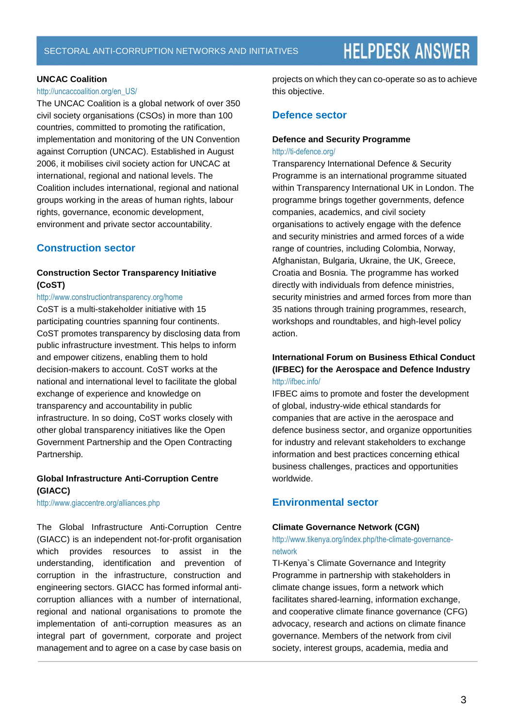### UNCAC Coalition

http://uncaccoalition.org/en_US/

The UNCAC Coalition is a global network of over 350 civil society organisations (CSOs) in more than 100 countries, committed to promoting the ratification, implementation and monitoring of the UN Convention against Corruption (UNCAC). Established in August 2006, it mobilises civil society action for UNCAC at international, regional and national levels. The Coalition includes international, regional and national groups working in the areas of human rights, labour rights, governance, economic development, environment and private sector accountability.

## Construction sector

### Construction Sector Transparency Initiative (CoST)

http://www.constructiontransparency.org/home

CoST is a multi-stakeholder initiative with 15 participating countries spanning four continents. CoST promotes transparency by disclosing data from public infrastructure investment. This helps to inform and empower citizens, enabling them to hold decision-makers to account. CoST works at the national and international level to facilitate the global exchange of experience and knowledge on transparency and accountability in public infrastructure. In so doing, CoST works closely with other global transparency initiatives like the Open Government Partnership and the Open Contracting Partnership.

### Global Infrastructure Anti-Corruption Centre (GIACC)

http://www.giaccentre.org/alliances.php

The Global Infrastructure Anti-Corruption Centre (GIACC) is an independent not-for-profit organisation which provides resources to assist in the understanding, identification and prevention of corruption in the infrastructure, construction and engineering sectors. GIACC has formed informal anti-corruption alliances with a number of international, regional and national organisations to promote the implementation of anti-corruption measures as an integral part of government, corporate and project management and to agree on a case by case basis on projects on which they can co-operate so as to achieve this objective.

## Defence sector

### Defence and Security Programme

http://ti-defence.org/

Transparency International Defence & Security Programme is an international programme situated within Transparency International UK in London. The programme brings together governments, defence companies, academics, and civil society organisations to actively engage with the defence and security ministries and armed forces of a wide range of countries, including Colombia, Norway, Afghanistan, Bulgaria, Ukraine, the UK, Greece, Croatia and Bosnia. The programme has worked directly with individuals from defence ministries, security ministries and armed forces from more than 35 nations through training programmes, research, workshops and roundtables, and high-level policy action.

### International Forum on Business Ethical Conduct (IFBEC) for the Aerospace and Defence Industry

http://ifbec.info/

IFBEC aims to promote and foster the development of global, industry-wide ethical standards for companies that are active in the aerospace and defence business sector, and organize opportunities for industry and relevant stakeholders to exchange information and best practices concerning ethical business challenges, practices and opportunities worldwide.

## Environmental sector

### Climate Governance Network (CGN)

http://www.tikenya.org/index.php/the-climate-governance-network

TI-Kenya`s Climate Governance and Integrity Programme in partnership with stakeholders in climate change issues, form a network which facilitates shared-learning, information exchange, and cooperative climate finance governance (CFG) advocacy, research and actions on climate finance governance. Members of the network from civil society, interest groups, academia, media and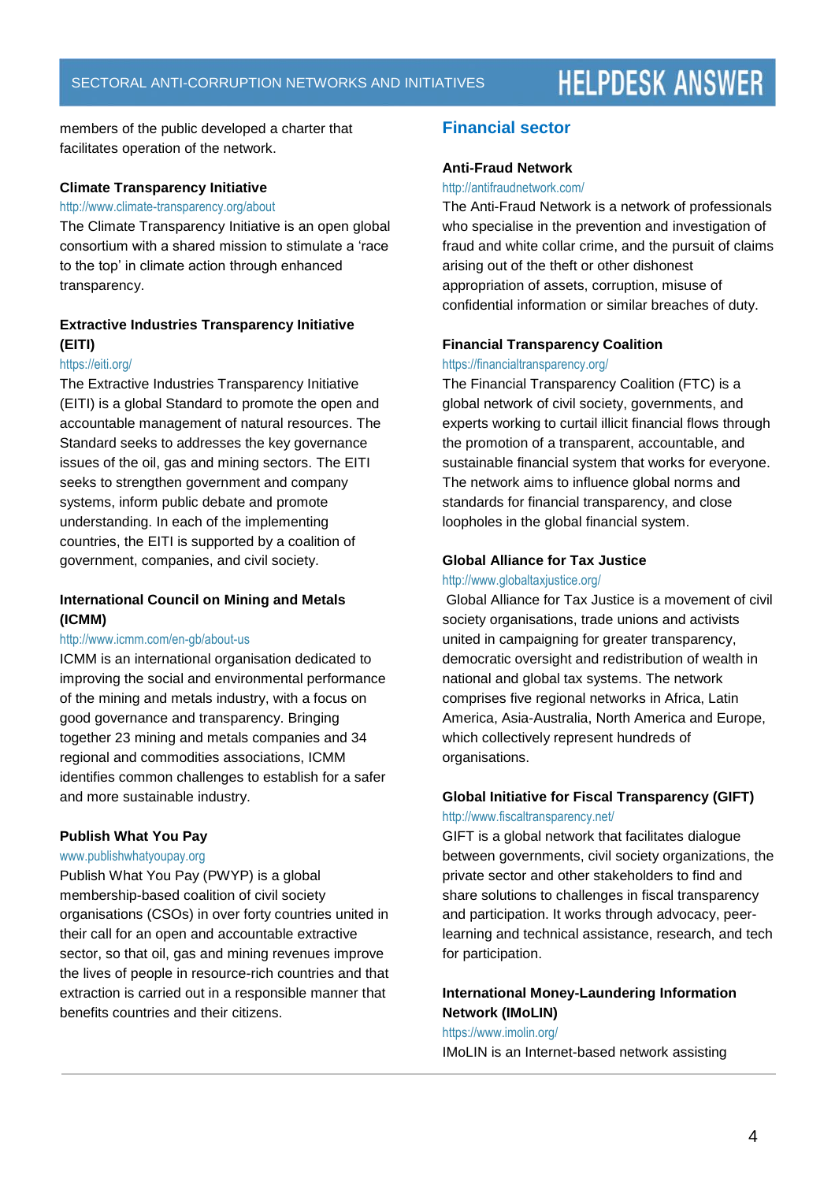members of the public developed a charter that facilitates operation of the network.

**Climate Transparency Initiative**

http://www.climate-transparency.org/about

The Climate Transparency Initiative is an open global consortium with a shared mission to stimulate a 'race to the top' in climate action through enhanced transparency.

**Extractive Industries Transparency Initiative (EITI)**

https://eiti.org/

The Extractive Industries Transparency Initiative (EITI) is a global Standard to promote the open and accountable management of natural resources. The Standard seeks to addresses the key governance issues of the oil, gas and mining sectors. The EITI seeks to strengthen government and company systems, inform public debate and promote understanding. In each of the implementing countries, the EITI is supported by a coalition of government, companies, and civil society.

**International Council on Mining and Metals (ICMM)**

http://www.icmm.com/en-gb/about-us

ICMM is an international organisation dedicated to improving the social and environmental performance of the mining and metals industry, with a focus on good governance and transparency. Bringing together 23 mining and metals companies and 34 regional and commodities associations, ICMM identifies common challenges to establish for a safer and more sustainable industry.

**Publish What You Pay**

www.publishwhatyoupay.org

Publish What You Pay (PWYP) is a global membership-based coalition of civil society organisations (CSOs) in over forty countries united in their call for an open and accountable extractive sector, so that oil, gas and mining revenues improve the lives of people in resource-rich countries and that extraction is carried out in a responsible manner that benefits countries and their citizens.

## Financial sector

**Anti-Fraud Network**

http://antifraudnetwork.com/

The Anti-Fraud Network is a network of professionals who specialise in the prevention and investigation of fraud and white collar crime, and the pursuit of claims arising out of the theft or other dishonest appropriation of assets, corruption, misuse of confidential information or similar breaches of duty.

**Financial Transparency Coalition**

https://financialtransparency.org/

The Financial Transparency Coalition (FTC) is a global network of civil society, governments, and experts working to curtail illicit financial flows through the promotion of a transparent, accountable, and sustainable financial system that works for everyone. The network aims to influence global norms and standards for financial transparency, and close loopholes in the global financial system.

**Global Alliance for Tax Justice**

http://www.globaltaxjustice.org/

Global Alliance for Tax Justice is a movement of civil society organisations, trade unions and activists united in campaigning for greater transparency, democratic oversight and redistribution of wealth in national and global tax systems. The network comprises five regional networks in Africa, Latin America, Asia-Australia, North America and Europe, which collectively represent hundreds of organisations.

**Global Initiative for Fiscal Transparency (GIFT)**

http://www.fiscaltransparency.net/

GIFT is a global network that facilitates dialogue between governments, civil society organizations, the private sector and other stakeholders to find and share solutions to challenges in fiscal transparency and participation. It works through advocacy, peer-learning and technical assistance, research, and tech for participation.

**International Money-Laundering Information Network (IMoLIN)**

https://www.imolin.org/

IMoLIN is an Internet-based network assisting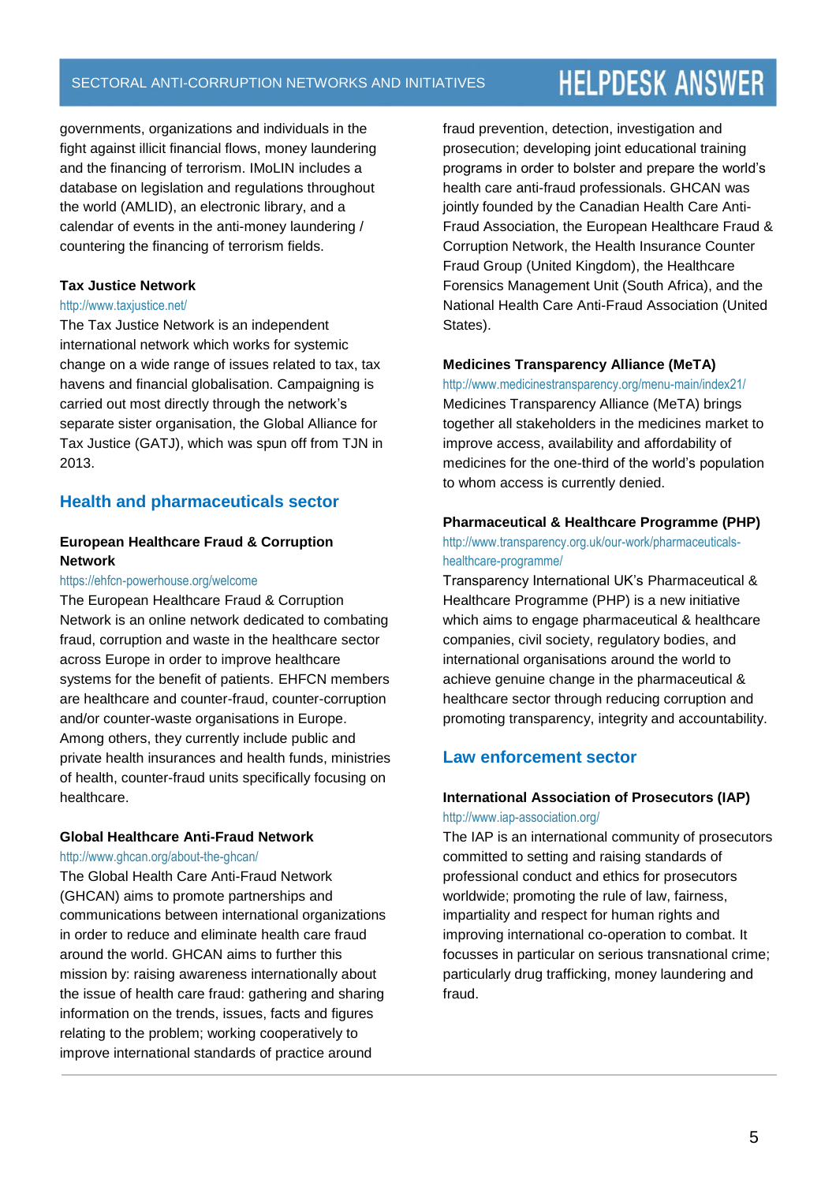governments, organizations and individuals in the fight against illicit financial flows, money laundering and the financing of terrorism. IMoLIN includes a database on legislation and regulations throughout the world (AMLID), an electronic library, and a calendar of events in the anti-money laundering / countering the financing of terrorism fields.

**Tax Justice Network**

http://www.taxjustice.net/

The Tax Justice Network is an independent international network which works for systemic change on a wide range of issues related to tax, tax havens and financial globalisation. Campaigning is carried out most directly through the network's separate sister organisation, the Global Alliance for Tax Justice (GATJ), which was spun off from TJN in 2013.

## Health and pharmaceuticals sector

**European Healthcare Fraud & Corruption Network**

https://ehfcn-powerhouse.org/welcome

The European Healthcare Fraud & Corruption Network is an online network dedicated to combating fraud, corruption and waste in the healthcare sector across Europe in order to improve healthcare systems for the benefit of patients. EHFCN members are healthcare and counter-fraud, counter-corruption and/or counter-waste organisations in Europe. Among others, they currently include public and private health insurances and health funds, ministries of health, counter-fraud units specifically focusing on healthcare.

**Global Healthcare Anti-Fraud Network**

http://www.ghcan.org/about-the-ghcan/

The Global Health Care Anti-Fraud Network (GHCAN) aims to promote partnerships and communications between international organizations in order to reduce and eliminate health care fraud around the world. GHCAN aims to further this mission by: raising awareness internationally about the issue of health care fraud: gathering and sharing information on the trends, issues, facts and figures relating to the problem; working cooperatively to improve international standards of practice around fraud prevention, detection, investigation and prosecution; developing joint educational training programs in order to bolster and prepare the world's health care anti-fraud professionals. GHCAN was jointly founded by the Canadian Health Care Anti-Fraud Association, the European Healthcare Fraud & Corruption Network, the Health Insurance Counter Fraud Group (United Kingdom), the Healthcare Forensics Management Unit (South Africa), and the National Health Care Anti-Fraud Association (United States).

**Medicines Transparency Alliance (MeTA)**

http://www.medicinestransparency.org/menu-main/index21/

Medicines Transparency Alliance (MeTA) brings together all stakeholders in the medicines market to improve access, availability and affordability of medicines for the one-third of the world's population to whom access is currently denied.

**Pharmaceutical & Healthcare Programme (PHP)**

http://www.transparency.org.uk/our-work/pharmaceuticals-healthcare-programme/

Transparency International UK's Pharmaceutical & Healthcare Programme (PHP) is a new initiative which aims to engage pharmaceutical & healthcare companies, civil society, regulatory bodies, and international organisations around the world to achieve genuine change in the pharmaceutical & healthcare sector through reducing corruption and promoting transparency, integrity and accountability.

## Law enforcement sector

**International Association of Prosecutors (IAP)**

http://www.iap-association.org/

The IAP is an international community of prosecutors committed to setting and raising standards of professional conduct and ethics for prosecutors worldwide; promoting the rule of law, fairness, impartiality and respect for human rights and improving international co-operation to combat. It focusses in particular on serious transnational crime; particularly drug trafficking, money laundering and fraud.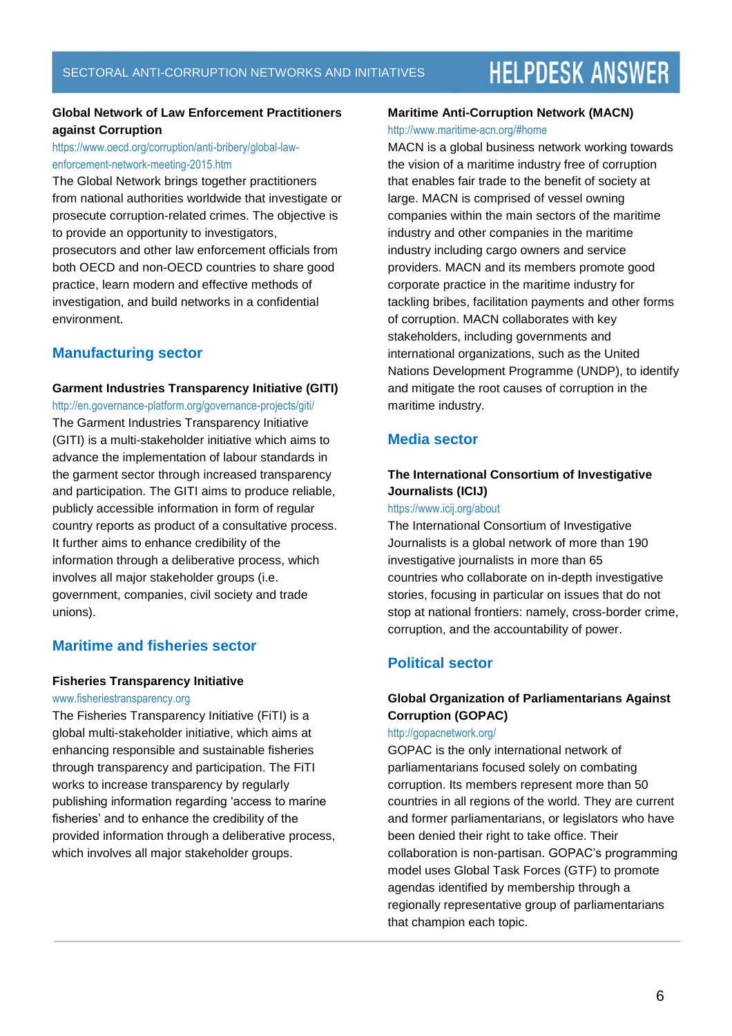**Global Network of Law Enforcement Practitioners against Corruption**

https://www.oecd.org/corruption/anti-bribery/global-law-enforcement-network-meeting-2015.htm

The Global Network brings together practitioners from national authorities worldwide that investigate or prosecute corruption-related crimes. The objective is to provide an opportunity to investigators, prosecutors and other law enforcement officials from both OECD and non-OECD countries to share good practice, learn modern and effective methods of investigation, and build networks in a confidential environment.

## Manufacturing sector

**Garment Industries Transparency Initiative (GITI)**

http://en.governance-platform.org/governance-projects/giti/

The Garment Industries Transparency Initiative (GITI) is a multi-stakeholder initiative which aims to advance the implementation of labour standards in the garment sector through increased transparency and participation. The GITI aims to produce reliable, publicly accessible information in form of regular country reports as product of a consultative process. It further aims to enhance credibility of the information through a deliberative process, which involves all major stakeholder groups (i.e. government, companies, civil society and trade unions).

## Maritime and fisheries sector

**Fisheries Transparency Initiative**

www.fisheriestransparency.org

The Fisheries Transparency Initiative (FiTI) is a global multi-stakeholder initiative, which aims at enhancing responsible and sustainable fisheries through transparency and participation. The FiTI works to increase transparency by regularly publishing information regarding 'access to marine fisheries' and to enhance the credibility of the provided information through a deliberative process, which involves all major stakeholder groups.

**Maritime Anti-Corruption Network (MACN)**

http://www.maritime-acn.org/#home

MACN is a global business network working towards the vision of a maritime industry free of corruption that enables fair trade to the benefit of society at large. MACN is comprised of vessel owning companies within the main sectors of the maritime industry and other companies in the maritime industry including cargo owners and service providers. MACN and its members promote good corporate practice in the maritime industry for tackling bribes, facilitation payments and other forms of corruption. MACN collaborates with key stakeholders, including governments and international organizations, such as the United Nations Development Programme (UNDP), to identify and mitigate the root causes of corruption in the maritime industry.

## Media sector

**The International Consortium of Investigative Journalists (ICIJ)**

https://www.icij.org/about

The International Consortium of Investigative Journalists is a global network of more than 190 investigative journalists in more than 65 countries who collaborate on in-depth investigative stories, focusing in particular on issues that do not stop at national frontiers: namely, cross-border crime, corruption, and the accountability of power.

## Political sector

**Global Organization of Parliamentarians Against Corruption (GOPAC)**

http://gopacnetwork.org/

GOPAC is the only international network of parliamentarians focused solely on combating corruption. Its members represent more than 50 countries in all regions of the world. They are current and former parliamentarians, or legislators who have been denied their right to take office. Their collaboration is non-partisan. GOPAC's programming model uses Global Task Forces (GTF) to promote agendas identified by membership through a regionally representative group of parliamentarians that champion each topic.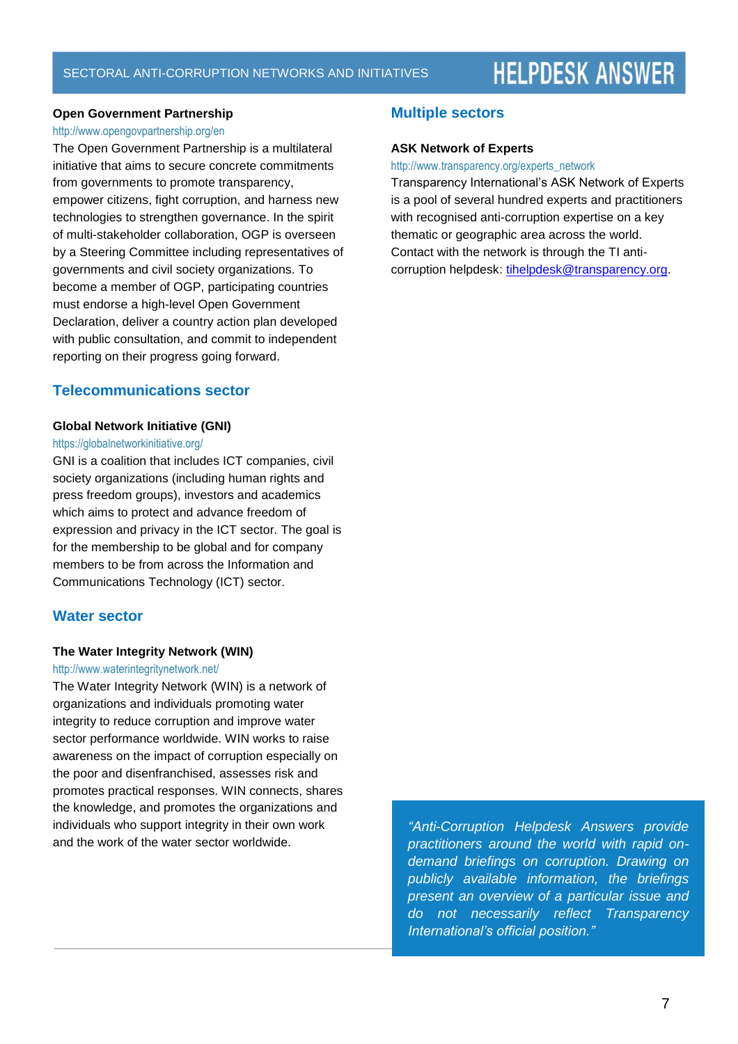### Open Government Partnership

http://www.opengovpartnership.org/en

The Open Government Partnership is a multilateral initiative that aims to secure concrete commitments from governments to promote transparency, empower citizens, fight corruption, and harness new technologies to strengthen governance. In the spirit of multi-stakeholder collaboration, OGP is overseen by a Steering Committee including representatives of governments and civil society organizations. To become a member of OGP, participating countries must endorse a high-level Open Government Declaration, deliver a country action plan developed with public consultation, and commit to independent reporting on their progress going forward.

## Telecommunications sector

### Global Network Initiative (GNI)

https://globalnetworkinitiative.org/

GNI is a coalition that includes ICT companies, civil society organizations (including human rights and press freedom groups), investors and academics which aims to protect and advance freedom of expression and privacy in the ICT sector. The goal is for the membership to be global and for company members to be from across the Information and Communications Technology (ICT) sector.

## Water sector

### The Water Integrity Network (WIN)

http://www.waterintegritynetwork.net/

The Water Integrity Network (WIN) is a network of organizations and individuals promoting water integrity to reduce corruption and improve water sector performance worldwide. WIN works to raise awareness on the impact of corruption especially on the poor and disenfranchised, assesses risk and promotes practical responses. WIN connects, shares the knowledge, and promotes the organizations and individuals who support integrity in their own work and the work of the water sector worldwide.

## Multiple sectors

### ASK Network of Experts

http://www.transparency.org/experts_network

Transparency International's ASK Network of Experts is a pool of several hundred experts and practitioners with recognised anti-corruption expertise on a key thematic or geographic area across the world. Contact with the network is through the TI anti-corruption helpdesk: tihelpdesk@transparency.org.

*"Anti-Corruption Helpdesk Answers provide practitioners around the world with rapid on-demand briefings on corruption. Drawing on publicly available information, the briefings present an overview of a particular issue and do not necessarily reflect Transparency International's official position."*